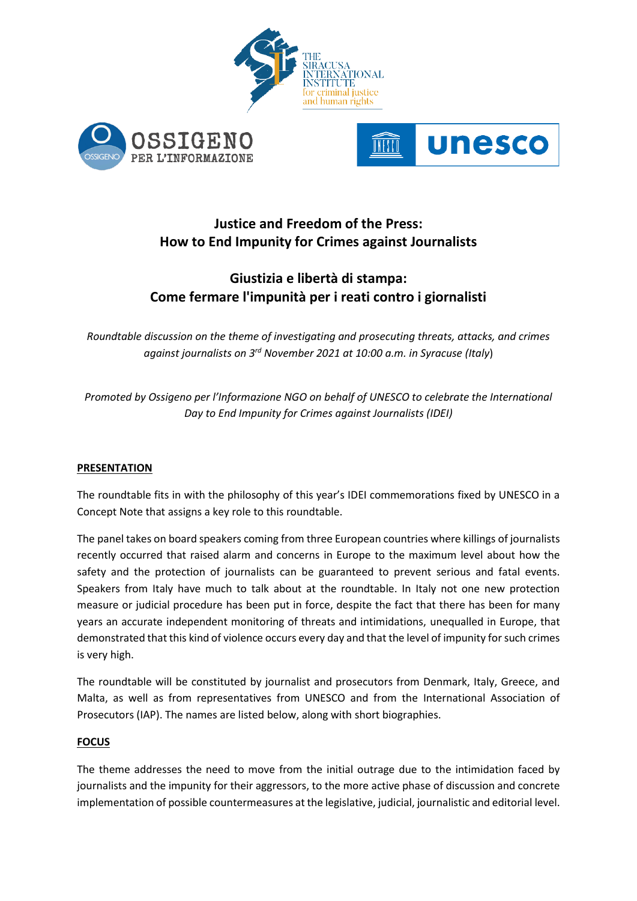# Justice and Freedom of the Press: How to End Impunity for Crimes against Journalists

# Giustizia e libertà di stampa: Come fermare l'impunità per i reati contro i giornalisti

*Roundtable discussion on the theme of investigating and prosecuting threats, attacks, and crimes against journalists on 3rd November 2021 at 10:00 a.m. in Syracuse (Italy)*

*Promoted by Ossigeno per l'Informazione NGO on behalf of UNESCO to celebrate the International Day to End Impunity for Crimes against Journalists (IDEI)*

## PRESENTATION

The roundtable fits in with the philosophy of this year's IDEI commemorations fixed by UNESCO in a Concept Note that assigns a key role to this roundtable.

The panel takes on board speakers coming from three European countries where killings of journalists recently occurred that raised alarm and concerns in Europe to the maximum level about how the safety and the protection of journalists can be guaranteed to prevent serious and fatal events. Speakers from Italy have much to talk about at the roundtable. In Italy not one new protection measure or judicial procedure has been put in force, despite the fact that there has been for many years an accurate independent monitoring of threats and intimidations, unequalled in Europe, that demonstrated that this kind of violence occurs every day and that the level of impunity for such crimes is very high.

The roundtable will be constituted by journalist and prosecutors from Denmark, Italy, Greece, and Malta, as well as from representatives from UNESCO and from the International Association of Prosecutors (IAP). The names are listed below, along with short biographies.

## FOCUS

The theme addresses the need to move from the initial outrage due to the intimidation faced by journalists and the impunity for their aggressors, to the more active phase of discussion and concrete implementation of possible countermeasures at the legislative, judicial, journalistic and editorial level.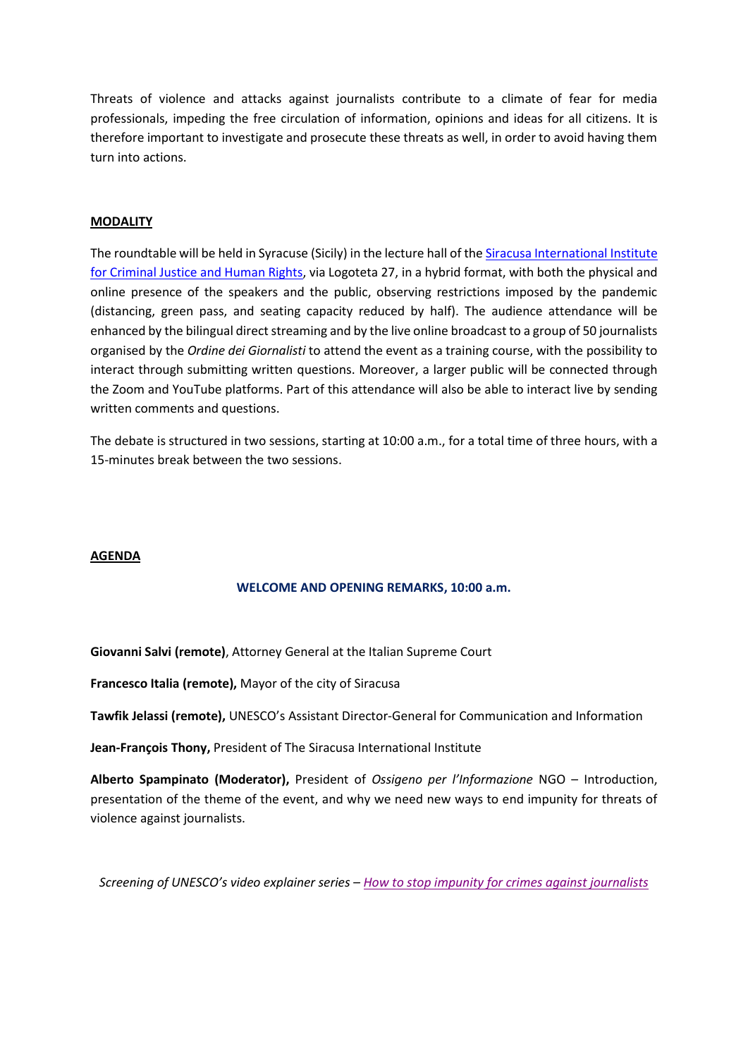Threats of violence and attacks against journalists contribute to a climate of fear for media professionals, impeding the free circulation of information, opinions and ideas for all citizens. It is therefore important to investigate and prosecute these threats as well, in order to avoid having them turn into actions.

## MODALITY

The roundtable will be held in Syracuse (Sicily) in the lecture hall of the Siracusa International Institute for Criminal Justice and Human Rights, via Logoteta 27, in a hybrid format, with both the physical and online presence of the speakers and the public, observing restrictions imposed by the pandemic (distancing, green pass, and seating capacity reduced by half). The audience attendance will be enhanced by the bilingual direct streaming and by the live online broadcast to a group of 50 journalists organised by the *Ordine dei Giornalisti* to attend the event as a training course, with the possibility to interact through submitting written questions. Moreover, a larger public will be connected through the Zoom and YouTube platforms. Part of this attendance will also be able to interact live by sending written comments and questions.

The debate is structured in two sessions, starting at 10:00 a.m., for a total time of three hours, with a 15-minutes break between the two sessions.

## AGENDA

### WELCOME AND OPENING REMARKS, 10:00 a.m.

**Giovanni Salvi (remote)**, Attorney General at the Italian Supreme Court

**Francesco Italia (remote),** Mayor of the city of Siracusa

**Tawfik Jelassi (remote),** UNESCO's Assistant Director-General for Communication and Information

**Jean-François Thony,** President of The Siracusa International Institute

**Alberto Spampinato (Moderator),** President of *Ossigeno per l'Informazione* NGO – Introduction, presentation of the theme of the event, and why we need new ways to end impunity for threats of violence against journalists.

*Screening of UNESCO's video explainer series – How to stop impunity for crimes against journalists*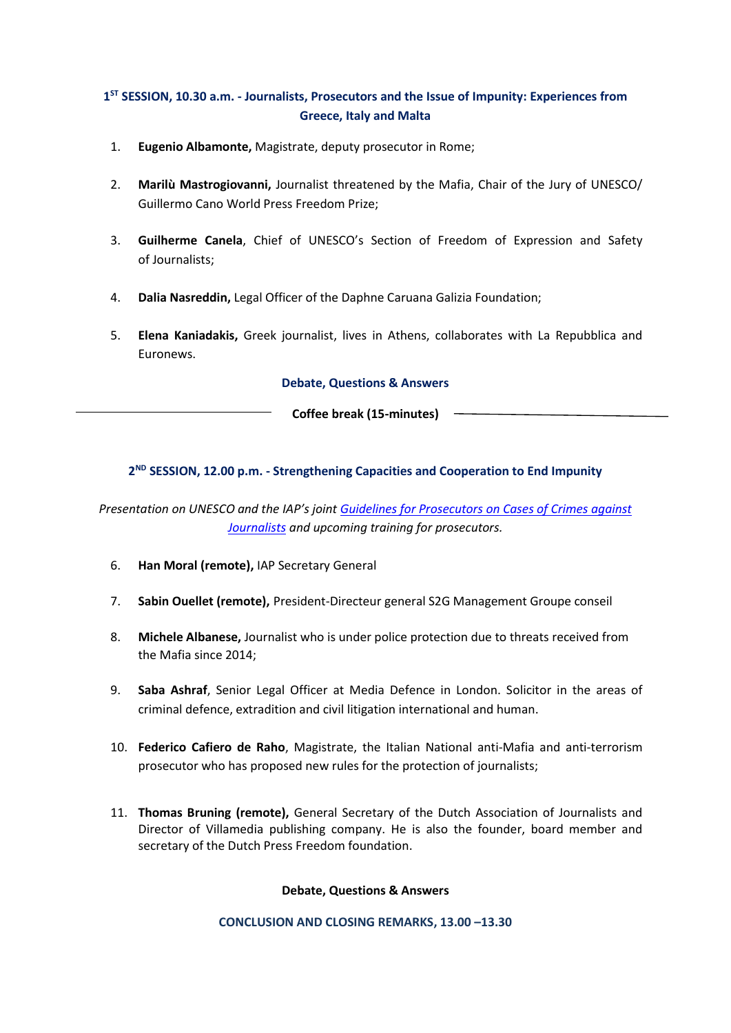### 1ST SESSION, 10.30 a.m. - Journalists, Prosecutors and the Issue of Impunity: Experiences from Greece, Italy and Malta

1. **Eugenio Albamonte,** Magistrate, deputy prosecutor in Rome;
2. **Marilù Mastrogiovanni,** Journalist threatened by the Mafia, Chair of the Jury of UNESCO/ Guillermo Cano World Press Freedom Prize;
3. **Guilherme Canela**, Chief of UNESCO's Section of Freedom of Expression and Safety of Journalists;
4. **Dalia Nasreddin,** Legal Officer of the Daphne Caruana Galizia Foundation;
5. **Elena Kaniadakis,** Greek journalist, lives in Athens, collaborates with La Repubblica and Euronews.

**Debate, Questions & Answers**

**Coffee break (15-minutes)**

### 2ND SESSION, 12.00 p.m. - Strengthening Capacities and Cooperation to End Impunity

*Presentation on UNESCO and the IAP's joint Guidelines for Prosecutors on Cases of Crimes against Journalists and upcoming training for prosecutors.*

6. **Han Moral (remote),** IAP Secretary General
7. **Sabin Ouellet (remote),** President-Directeur general S2G Management Groupe conseil
8. **Michele Albanese,** Journalist who is under police protection due to threats received from the Mafia since 2014;
9. **Saba Ashraf**, Senior Legal Officer at Media Defence in London. Solicitor in the areas of criminal defence, extradition and civil litigation international and human.
10. **Federico Cafiero de Raho**, Magistrate, the Italian National anti-Mafia and anti-terrorism prosecutor who has proposed new rules for the protection of journalists;
11. **Thomas Bruning (remote),** General Secretary of the Dutch Association of Journalists and Director of Villamedia publishing company. He is also the founder, board member and secretary of the Dutch Press Freedom foundation.

**Debate, Questions & Answers**

**CONCLUSION AND CLOSING REMARKS, 13.00 –13.30**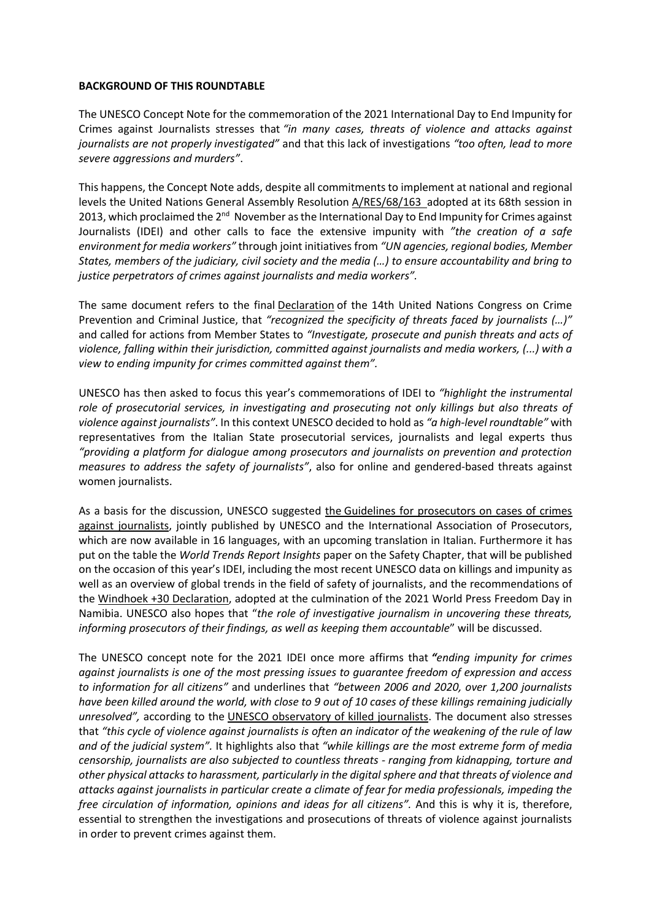**BACKGROUND OF THIS ROUNDTABLE**

The UNESCO Concept Note for the commemoration of the 2021 International Day to End Impunity for Crimes against Journalists stresses that *"in many cases, threats of violence and attacks against journalists are not properly investigated"* and that this lack of investigations *"too often, lead to more severe aggressions and murders"*.

This happens, the Concept Note adds, despite all commitments to implement at national and regional levels the United Nations General Assembly Resolution A/RES/68/163 adopted at its 68th session in 2013, which proclaimed the 2nd November as the International Day to End Impunity for Crimes against Journalists (IDEI) and other calls to face the extensive impunity with *"the creation of a safe environment for media workers"* through joint initiatives from *"UN agencies, regional bodies, Member States, members of the judiciary, civil society and the media (…) to ensure accountability and bring to justice perpetrators of crimes against journalists and media workers"*.

The same document refers to the final Declaration of the 14th United Nations Congress on Crime Prevention and Criminal Justice, that *"recognized the specificity of threats faced by journalists (…)"* and called for actions from Member States to *"Investigate, prosecute and punish threats and acts of violence, falling within their jurisdiction, committed against journalists and media workers, (...) with a view to ending impunity for crimes committed against them"*.

UNESCO has then asked to focus this year's commemorations of IDEI to *"highlight the instrumental role of prosecutorial services, in investigating and prosecuting not only killings but also threats of violence against journalists"*. In this context UNESCO decided to hold as *"a high-level roundtable"* with representatives from the Italian State prosecutorial services, journalists and legal experts thus *"providing a platform for dialogue among prosecutors and journalists on prevention and protection measures to address the safety of journalists"*, also for online and gendered-based threats against women journalists.

As a basis for the discussion, UNESCO suggested the Guidelines for prosecutors on cases of crimes against journalists, jointly published by UNESCO and the International Association of Prosecutors, which are now available in 16 languages, with an upcoming translation in Italian. Furthermore it has put on the table the *World Trends Report Insights* paper on the Safety Chapter, that will be published on the occasion of this year's IDEI, including the most recent UNESCO data on killings and impunity as well as an overview of global trends in the field of safety of journalists, and the recommendations of the Windhoek +30 Declaration, adopted at the culmination of the 2021 World Press Freedom Day in Namibia. UNESCO also hopes that "*the role of investigative journalism in uncovering these threats, informing prosecutors of their findings, as well as keeping them accountable*" will be discussed.

The UNESCO concept note for the 2021 IDEI once more affirms that *"ending impunity for crimes against journalists is one of the most pressing issues to guarantee freedom of expression and access to information for all citizens"* and underlines that *"between 2006 and 2020, over 1,200 journalists have been killed around the world, with close to 9 out of 10 cases of these killings remaining judicially unresolved",* according to the UNESCO observatory of killed journalists. The document also stresses that *"this cycle of violence against journalists is often an indicator of the weakening of the rule of law and of the judicial system"*. It highlights also that *"while killings are the most extreme form of media censorship, journalists are also subjected to countless threats - ranging from kidnapping, torture and other physical attacks to harassment, particularly in the digital sphere and that threats of violence and attacks against journalists in particular create a climate of fear for media professionals, impeding the free circulation of information, opinions and ideas for all citizens".* And this is why it is, therefore, essential to strengthen the investigations and prosecutions of threats of violence against journalists in order to prevent crimes against them.